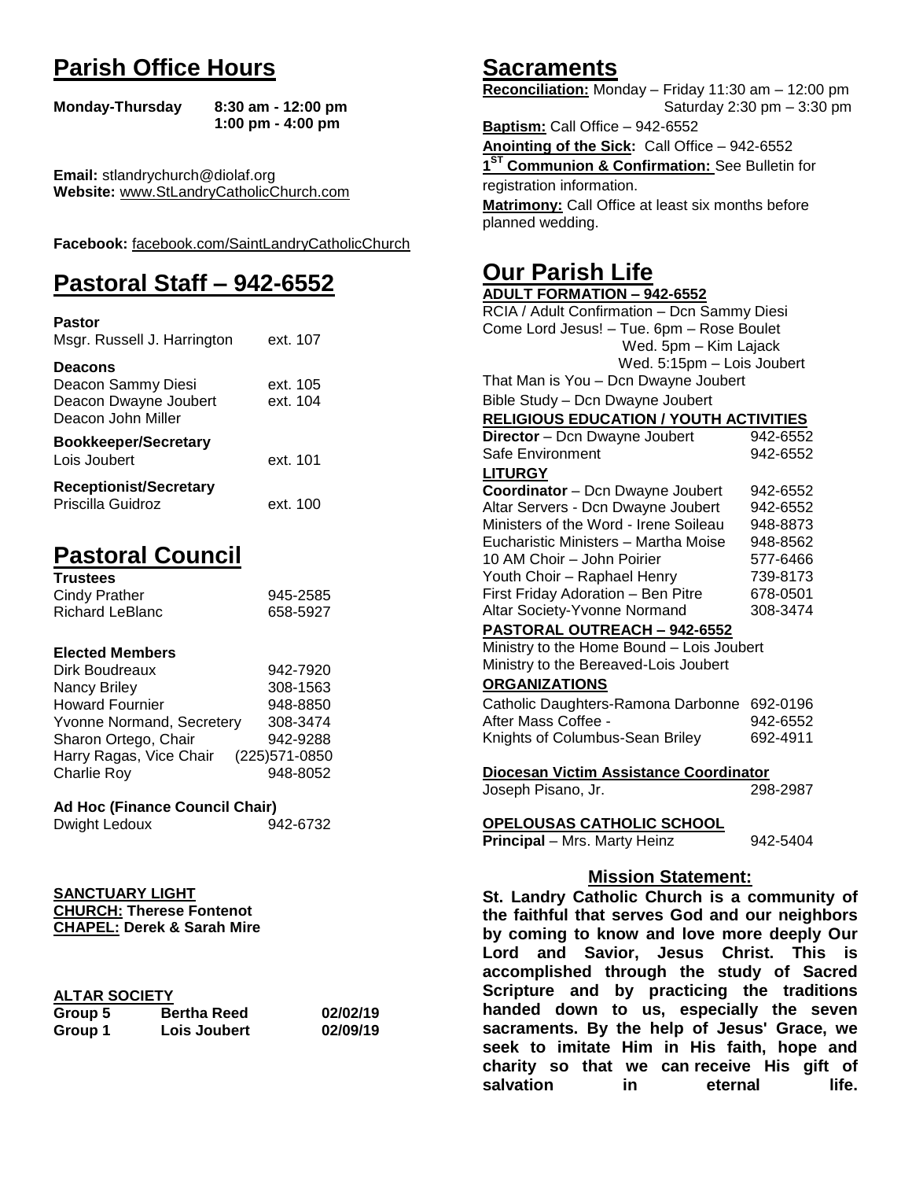# Parish Office Hours

| | |
|---|---|
| **Monday-Thursday** | **8:30 am - 12:00 pm** |
| | **1:00 pm - 4:00 pm** |

**Email:** stlandrychurch@diolaf.org
**Website:** www.StLandryCatholicChurch.com

**Facebook:** facebook.com/SaintLandryCatholicChurch

# Pastoral Staff – 942-6552

**Pastor**

| | |
|---|---|
| Msgr. Russell J. Harrington | ext. 107 |

**Deacons**

| | |
|---|---|
| Deacon Sammy Diesi | ext. 105 |
| Deacon Dwayne Joubert | ext. 104 |
| Deacon John Miller | |

**Bookkeeper/Secretary**

| | |
|---|---|
| Lois Joubert | ext. 101 |

**Receptionist/Secretary**

| | |
|---|---|
| Priscilla Guidroz | ext. 100 |

# Pastoral Council

**Trustees**

| | |
|---|---|
| Cindy Prather | 945-2585 |
| Richard LeBlanc | 658-5927 |

**Elected Members**

| | |
|---|---|
| Dirk Boudreaux | 942-7920 |
| Nancy Briley | 308-1563 |
| Howard Fournier | 948-8850 |
| Yvonne Normand, Secretery | 308-3474 |
| Sharon Ortego, Chair | 942-9288 |
| Harry Ragas, Vice Chair | (225)571-0850 |
| Charlie Roy | 948-8052 |

**Ad Hoc (Finance Council Chair)**

| | |
|---|---|
| Dwight Ledoux | 942-6732 |

**SANCTUARY LIGHT**
**CHURCH: Therese Fontenot**
**CHAPEL: Derek & Sarah Mire**

**ALTAR SOCIETY**

| | | |
|---|---|---|
| **Group 5** | **Bertha Reed** | **02/02/19** |
| **Group 1** | **Lois Joubert** | **02/09/19** |

# Sacraments

**Reconciliation:** Monday – Friday 11:30 am – 12:00 pm
Saturday 2:30 pm – 3:30 pm

**Baptism:** Call Office – 942-6552

**Anointing of the Sick:** Call Office – 942-6552

**1ST Communion & Confirmation:** See Bulletin for registration information.

**Matrimony:** Call Office at least six months before planned wedding.

# Our Parish Life

**ADULT FORMATION – 942-6552**

RCIA / Adult Confirmation – Dcn Sammy Diesi
Come Lord Jesus! – Tue. 6pm – Rose Boulet
Wed. 5pm – Kim Lajack
Wed. 5:15pm – Lois Joubert
That Man is You – Dcn Dwayne Joubert
Bible Study – Dcn Dwayne Joubert

**RELIGIOUS EDUCATION / YOUTH ACTIVITIES**

| | |
|---|---|
| **Director** – Dcn Dwayne Joubert | 942-6552 |
| Safe Environment | 942-6552 |

**LITURGY**

| | |
|---|---|
| **Coordinator** – Dcn Dwayne Joubert | 942-6552 |
| Altar Servers - Dcn Dwayne Joubert | 942-6552 |
| Ministers of the Word - Irene Soileau | 948-8873 |
| Eucharistic Ministers – Martha Moise | 948-8562 |
| 10 AM Choir – John Poirier | 577-6466 |
| Youth Choir – Raphael Henry | 739-8173 |
| First Friday Adoration – Ben Pitre | 678-0501 |
| Altar Society-Yvonne Normand | 308-3474 |

**PASTORAL OUTREACH – 942-6552**

Ministry to the Home Bound – Lois Joubert
Ministry to the Bereaved-Lois Joubert

**ORGANIZATIONS**

| | |
|---|---|
| Catholic Daughters-Ramona Darbonne | 692-0196 |
| After Mass Coffee - | 942-6552 |
| Knights of Columbus-Sean Briley | 692-4911 |

**Diocesan Victim Assistance Coordinator**

| | |
|---|---|
| Joseph Pisano, Jr. | 298-2987 |

**OPELOUSAS CATHOLIC SCHOOL**

| | |
|---|---|
| **Principal** – Mrs. Marty Heinz | 942-5404 |

## Mission Statement:

**St. Landry Catholic Church is a community of the faithful that serves God and our neighbors by coming to know and love more deeply Our Lord and Savior, Jesus Christ. This is accomplished through the study of Sacred Scripture and by practicing the traditions handed down to us, especially the seven sacraments. By the help of Jesus' Grace, we seek to imitate Him in His faith, hope and charity so that we can receive His gift of salvation in eternal life.**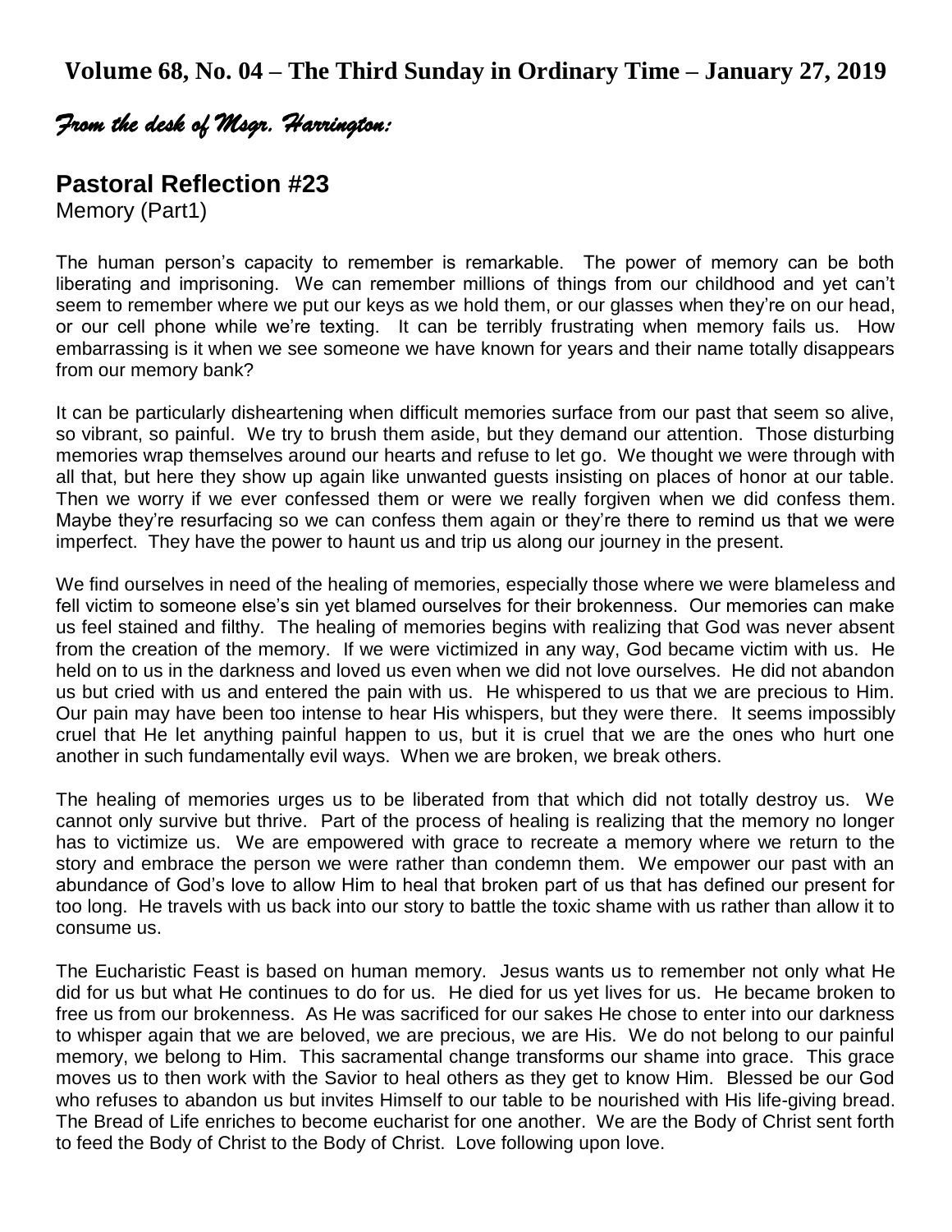**Volume 68, No. 04 – The Third Sunday in Ordinary Time – January 27, 2019**

*From the desk of Msgr. Harrington:*

## Pastoral Reflection #23

Memory (Part1)

The human person's capacity to remember is remarkable. The power of memory can be both liberating and imprisoning. We can remember millions of things from our childhood and yet can't seem to remember where we put our keys as we hold them, or our glasses when they're on our head, or our cell phone while we're texting. It can be terribly frustrating when memory fails us. How embarrassing is it when we see someone we have known for years and their name totally disappears from our memory bank?

It can be particularly disheartening when difficult memories surface from our past that seem so alive, so vibrant, so painful. We try to brush them aside, but they demand our attention. Those disturbing memories wrap themselves around our hearts and refuse to let go. We thought we were through with all that, but here they show up again like unwanted guests insisting on places of honor at our table. Then we worry if we ever confessed them or were we really forgiven when we did confess them. Maybe they're resurfacing so we can confess them again or they're there to remind us that we were imperfect. They have the power to haunt us and trip us along our journey in the present.

We find ourselves in need of the healing of memories, especially those where we were blameless and fell victim to someone else's sin yet blamed ourselves for their brokenness. Our memories can make us feel stained and filthy. The healing of memories begins with realizing that God was never absent from the creation of the memory. If we were victimized in any way, God became victim with us. He held on to us in the darkness and loved us even when we did not love ourselves. He did not abandon us but cried with us and entered the pain with us. He whispered to us that we are precious to Him. Our pain may have been too intense to hear His whispers, but they were there. It seems impossibly cruel that He let anything painful happen to us, but it is cruel that we are the ones who hurt one another in such fundamentally evil ways. When we are broken, we break others.

The healing of memories urges us to be liberated from that which did not totally destroy us. We cannot only survive but thrive. Part of the process of healing is realizing that the memory no longer has to victimize us. We are empowered with grace to recreate a memory where we return to the story and embrace the person we were rather than condemn them. We empower our past with an abundance of God's love to allow Him to heal that broken part of us that has defined our present for too long. He travels with us back into our story to battle the toxic shame with us rather than allow it to consume us.

The Eucharistic Feast is based on human memory. Jesus wants us to remember not only what He did for us but what He continues to do for us. He died for us yet lives for us. He became broken to free us from our brokenness. As He was sacrificed for our sakes He chose to enter into our darkness to whisper again that we are beloved, we are precious, we are His. We do not belong to our painful memory, we belong to Him. This sacramental change transforms our shame into grace. This grace moves us to then work with the Savior to heal others as they get to know Him. Blessed be our God who refuses to abandon us but invites Himself to our table to be nourished with His life-giving bread. The Bread of Life enriches to become eucharist for one another. We are the Body of Christ sent forth to feed the Body of Christ to the Body of Christ. Love following upon love.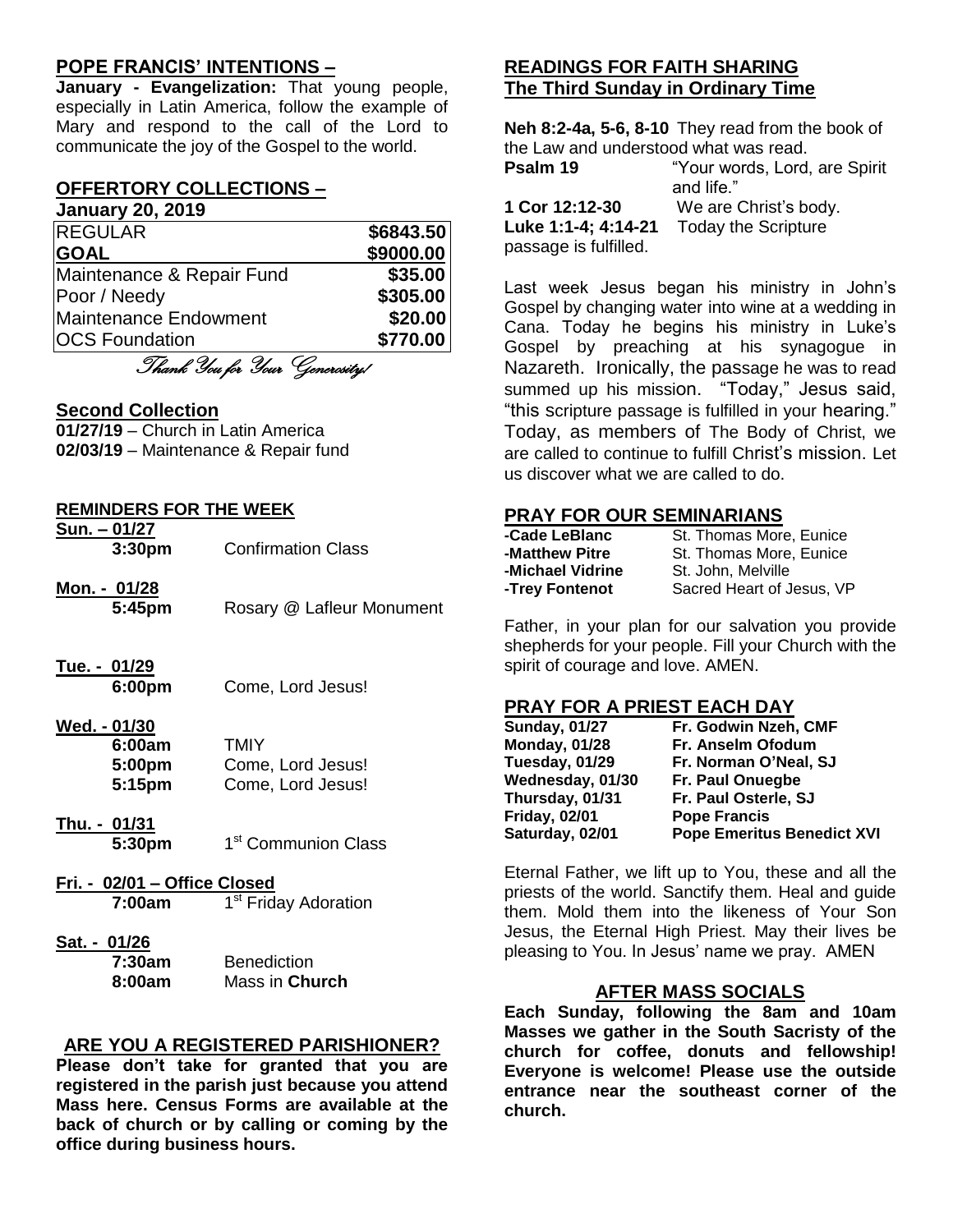## POPE FRANCIS' INTENTIONS –

**January - Evangelization:** That young people, especially in Latin America, follow the example of Mary and respond to the call of the Lord to communicate the joy of the Gospel to the world.

## OFFERTORY COLLECTIONS –

**January 20, 2019**

| REGULAR | **$6843.50** |
|---|---|
| **GOAL** | **$9000.00** |
| Maintenance & Repair Fund | **$35.00** |
| Poor / Needy | **$305.00** |
| Maintenance Endowment | **$20.00** |
| OCS Foundation | **$770.00** |

*Thank You for Your Generosity!*

## Second Collection

**01/27/19** – Church in Latin America
**02/03/19** – Maintenance & Repair fund

## REMINDERS FOR THE WEEK

**Sun. – 01/27**
**3:30pm** Confirmation Class

**Mon. - 01/28**
**5:45pm** Rosary @ Lafleur Monument

**Tue. - 01/29**
**6:00pm** Come, Lord Jesus!

**Wed. - 01/30**
**6:00am** TMIY
**5:00pm** Come, Lord Jesus!
**5:15pm** Come, Lord Jesus!

**Thu. - 01/31**
**5:30pm** 1st Communion Class

**Fri. - 02/01 – Office Closed**
**7:00am** 1st Friday Adoration

**Sat. - 01/26**
**7:30am** Benediction
**8:00am** Mass in **Church**

## ARE YOU A REGISTERED PARISHIONER?

**Please don't take for granted that you are registered in the parish just because you attend Mass here. Census Forms are available at the back of church or by calling or coming by the office during business hours.**

## READINGS FOR FAITH SHARING The Third Sunday in Ordinary Time

**Neh 8:2-4a, 5-6, 8-10** They read from the book of the Law and understood what was read.
**Psalm 19** "Your words, Lord, are Spirit and life."
**1 Cor 12:12-30** We are Christ's body.
**Luke 1:1-4; 4:14-21** Today the Scripture passage is fulfilled.

Last week Jesus began his ministry in John's Gospel by changing water into wine at a wedding in Cana. Today he begins his ministry in Luke's Gospel by preaching at his synagogue in Nazareth. Ironically, the passage he was to read summed up his mission. "Today," Jesus said, "this scripture passage is fulfilled in your hearing." Today, as members of The Body of Christ, we are called to continue to fulfill Christ's mission. Let us discover what we are called to do.

## PRAY FOR OUR SEMINARIANS

**-Cade LeBlanc** St. Thomas More, Eunice
**-Matthew Pitre** St. Thomas More, Eunice
**-Michael Vidrine** St. John, Melville
**-Trey Fontenot** Sacred Heart of Jesus, VP

Father, in your plan for our salvation you provide shepherds for your people. Fill your Church with the spirit of courage and love. AMEN.

## PRAY FOR A PRIEST EACH DAY

**Sunday, 01/27** **Fr. Godwin Nzeh, CMF**
**Monday, 01/28** **Fr. Anselm Ofodum**
**Tuesday, 01/29** **Fr. Norman O'Neal, SJ**
**Wednesday, 01/30** **Fr. Paul Onuegbe**
**Thursday, 01/31** **Fr. Paul Osterle, SJ**
**Friday, 02/01** **Pope Francis**
**Saturday, 02/01** **Pope Emeritus Benedict XVI**

Eternal Father, we lift up to You, these and all the priests of the world. Sanctify them. Heal and guide them. Mold them into the likeness of Your Son Jesus, the Eternal High Priest. May their lives be pleasing to You. In Jesus' name we pray. AMEN

## AFTER MASS SOCIALS

**Each Sunday, following the 8am and 10am Masses we gather in the South Sacristy of the church for coffee, donuts and fellowship! Everyone is welcome! Please use the outside entrance near the southeast corner of the church.**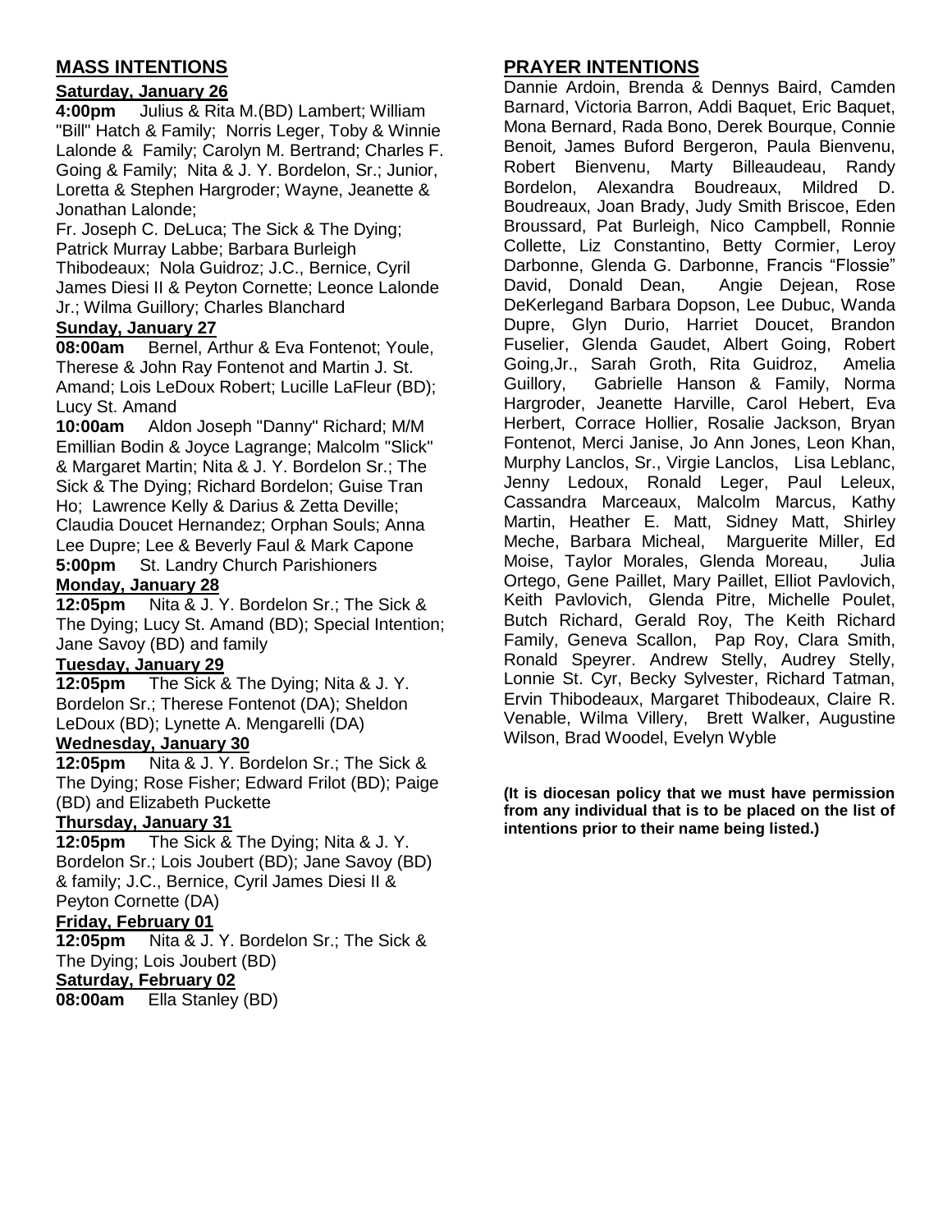## MASS INTENTIONS

### Saturday, January 26

**4:00pm** Julius & Rita M.(BD) Lambert; William "Bill" Hatch & Family; Norris Leger, Toby & Winnie Lalonde & Family; Carolyn M. Bertrand; Charles F. Going & Family; Nita & J. Y. Bordelon, Sr.; Junior, Loretta & Stephen Hargroder; Wayne, Jeanette & Jonathan Lalonde;
Fr. Joseph C. DeLuca; The Sick & The Dying; Patrick Murray Labbe; Barbara Burleigh Thibodeaux; Nola Guidroz; J.C., Bernice, Cyril James Diesi II & Peyton Cornette; Leonce Lalonde Jr.; Wilma Guillory; Charles Blanchard

### Sunday, January 27

**08:00am** Bernel, Arthur & Eva Fontenot; Youle, Therese & John Ray Fontenot and Martin J. St. Amand; Lois LeDoux Robert; Lucille LaFleur (BD); Lucy St. Amand

**10:00am** Aldon Joseph "Danny" Richard; M/M Emillian Bodin & Joyce Lagrange; Malcolm "Slick" & Margaret Martin; Nita & J. Y. Bordelon Sr.; The Sick & The Dying; Richard Bordelon; Guise Tran Ho; Lawrence Kelly & Darius & Zetta Deville; Claudia Doucet Hernandez; Orphan Souls; Anna Lee Dupre; Lee & Beverly Faul & Mark Capone

**5:00pm** St. Landry Church Parishioners

### Monday, January 28

**12:05pm** Nita & J. Y. Bordelon Sr.; The Sick & The Dying; Lucy St. Amand (BD); Special Intention; Jane Savoy (BD) and family

### Tuesday, January 29

**12:05pm** The Sick & The Dying; Nita & J. Y. Bordelon Sr.; Therese Fontenot (DA); Sheldon LeDoux (BD); Lynette A. Mengarelli (DA)

### Wednesday, January 30

**12:05pm** Nita & J. Y. Bordelon Sr.; The Sick & The Dying; Rose Fisher; Edward Frilot (BD); Paige (BD) and Elizabeth Puckette

### Thursday, January 31

**12:05pm** The Sick & The Dying; Nita & J. Y. Bordelon Sr.; Lois Joubert (BD); Jane Savoy (BD) & family; J.C., Bernice, Cyril James Diesi II & Peyton Cornette (DA)

### Friday, February 01

**12:05pm** Nita & J. Y. Bordelon Sr.; The Sick & The Dying; Lois Joubert (BD)

### Saturday, February 02

**08:00am** Ella Stanley (BD)

## PRAYER INTENTIONS

Dannie Ardoin, Brenda & Dennys Baird, Camden Barnard, Victoria Barron, Addi Baquet, Eric Baquet, Mona Bernard, Rada Bono, Derek Bourque, Connie Benoit, James Buford Bergeron, Paula Bienvenu, Robert Bienvenu, Marty Billeaudeau, Randy Bordelon, Alexandra Boudreaux, Mildred D. Boudreaux, Joan Brady, Judy Smith Briscoe, Eden Broussard, Pat Burleigh, Nico Campbell, Ronnie Collette, Liz Constantino, Betty Cormier, Leroy Darbonne, Glenda G. Darbonne, Francis "Flossie" David, Donald Dean, Angie Dejean, Rose DeKerlegand Barbara Dopson, Lee Dubuc, Wanda Dupre, Glyn Durio, Harriet Doucet, Brandon Fuselier, Glenda Gaudet, Albert Going, Robert Going,Jr., Sarah Groth, Rita Guidroz, Amelia Guillory, Gabrielle Hanson & Family, Norma Hargroder, Jeanette Harville, Carol Hebert, Eva Herbert, Corrace Hollier, Rosalie Jackson, Bryan Fontenot, Merci Janise, Jo Ann Jones, Leon Khan, Murphy Lanclos, Sr., Virgie Lanclos, Lisa Leblanc, Jenny Ledoux, Ronald Leger, Paul Leleux, Cassandra Marceaux, Malcolm Marcus, Kathy Martin, Heather E. Matt, Sidney Matt, Shirley Meche, Barbara Micheal, Marguerite Miller, Ed Moise, Taylor Morales, Glenda Moreau, Julia Ortego, Gene Paillet, Mary Paillet, Elliot Pavlovich, Keith Pavlovich, Glenda Pitre, Michelle Poulet, Butch Richard, Gerald Roy, The Keith Richard Family, Geneva Scallon, Pap Roy, Clara Smith, Ronald Speyrer. Andrew Stelly, Audrey Stelly, Lonnie St. Cyr, Becky Sylvester, Richard Tatman, Ervin Thibodeaux, Margaret Thibodeaux, Claire R. Venable, Wilma Villery, Brett Walker, Augustine Wilson, Brad Woodel, Evelyn Wyble

**(It is diocesan policy that we must have permission from any individual that is to be placed on the list of intentions prior to their name being listed.)**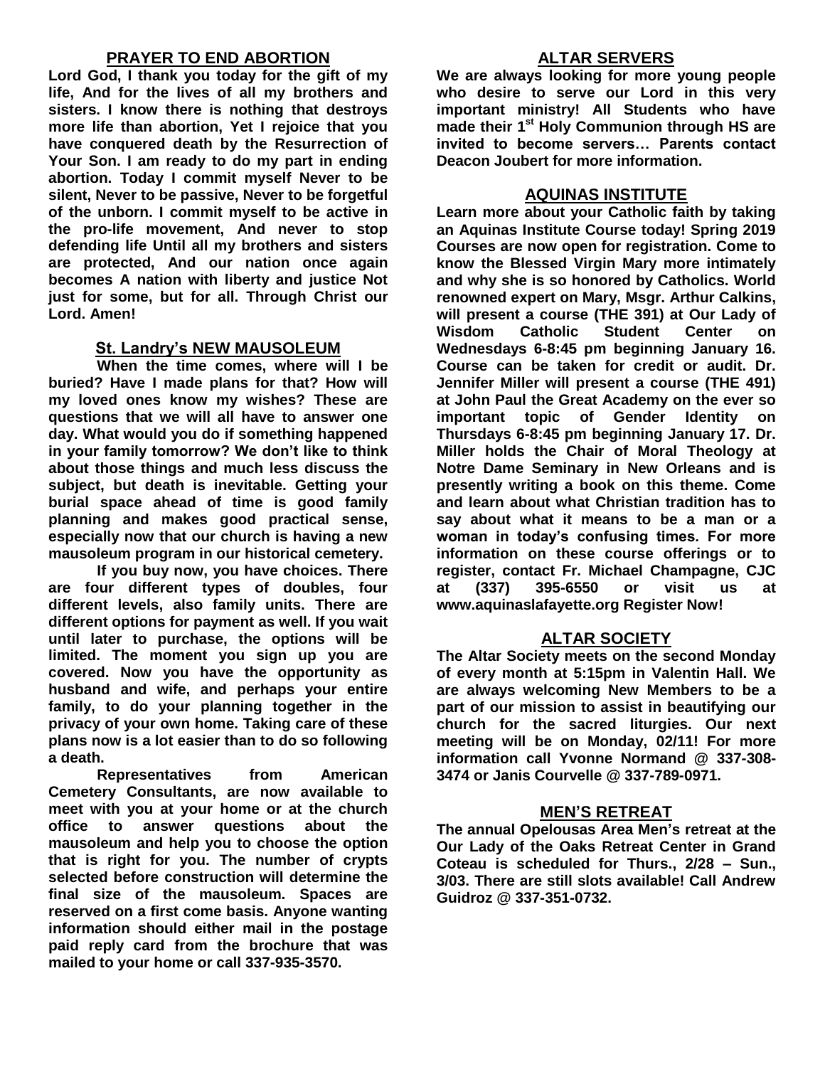## PRAYER TO END ABORTION

**Lord God, I thank you today for the gift of my life, And for the lives of all my brothers and sisters. I know there is nothing that destroys more life than abortion, Yet I rejoice that you have conquered death by the Resurrection of Your Son. I am ready to do my part in ending abortion. Today I commit myself Never to be silent, Never to be passive, Never to be forgetful of the unborn. I commit myself to be active in the pro-life movement, And never to stop defending life Until all my brothers and sisters are protected, And our nation once again becomes A nation with liberty and justice Not just for some, but for all. Through Christ our Lord. Amen!**

## St. Landry's NEW MAUSOLEUM

**When the time comes, where will I be buried? Have I made plans for that? How will my loved ones know my wishes? These are questions that we will all have to answer one day. What would you do if something happened in your family tomorrow? We don't like to think about those things and much less discuss the subject, but death is inevitable. Getting your burial space ahead of time is good family planning and makes good practical sense, especially now that our church is having a new mausoleum program in our historical cemetery.**

**If you buy now, you have choices. There are four different types of doubles, four different levels, also family units. There are different options for payment as well. If you wait until later to purchase, the options will be limited. The moment you sign up you are covered. Now you have the opportunity as husband and wife, and perhaps your entire family, to do your planning together in the privacy of your own home. Taking care of these plans now is a lot easier than to do so following a death.**

**Representatives from American Cemetery Consultants, are now available to meet with you at your home or at the church office to answer questions about the mausoleum and help you to choose the option that is right for you. The number of crypts selected before construction will determine the final size of the mausoleum. Spaces are reserved on a first come basis. Anyone wanting information should either mail in the postage paid reply card from the brochure that was mailed to your home or call 337-935-3570.**

## ALTAR SERVERS

**We are always looking for more young people who desire to serve our Lord in this very important ministry! All Students who have made their 1st Holy Communion through HS are invited to become servers… Parents contact Deacon Joubert for more information.**

## AQUINAS INSTITUTE

**Learn more about your Catholic faith by taking an Aquinas Institute Course today! Spring 2019 Courses are now open for registration. Come to know the Blessed Virgin Mary more intimately and why she is so honored by Catholics. World renowned expert on Mary, Msgr. Arthur Calkins, will present a course (THE 391) at Our Lady of Wisdom Catholic Student Center on Wednesdays 6-8:45 pm beginning January 16. Course can be taken for credit or audit. Dr. Jennifer Miller will present a course (THE 491) at John Paul the Great Academy on the ever so important topic of Gender Identity on Thursdays 6-8:45 pm beginning January 17. Dr. Miller holds the Chair of Moral Theology at Notre Dame Seminary in New Orleans and is presently writing a book on this theme. Come and learn about what Christian tradition has to say about what it means to be a man or a woman in today's confusing times. For more information on these course offerings or to register, contact Fr. Michael Champagne, CJC at (337) 395-6550 or visit us at www.aquinaslafayette.org Register Now!**

## ALTAR SOCIETY

**The Altar Society meets on the second Monday of every month at 5:15pm in Valentin Hall. We are always welcoming New Members to be a part of our mission to assist in beautifying our church for the sacred liturgies. Our next meeting will be on Monday, 02/11! For more information call Yvonne Normand @ 337-308-3474 or Janis Courvelle @ 337-789-0971.**

## MEN'S RETREAT

**The annual Opelousas Area Men's retreat at the Our Lady of the Oaks Retreat Center in Grand Coteau is scheduled for Thurs., 2/28 – Sun., 3/03. There are still slots available! Call Andrew Guidroz @ 337-351-0732.**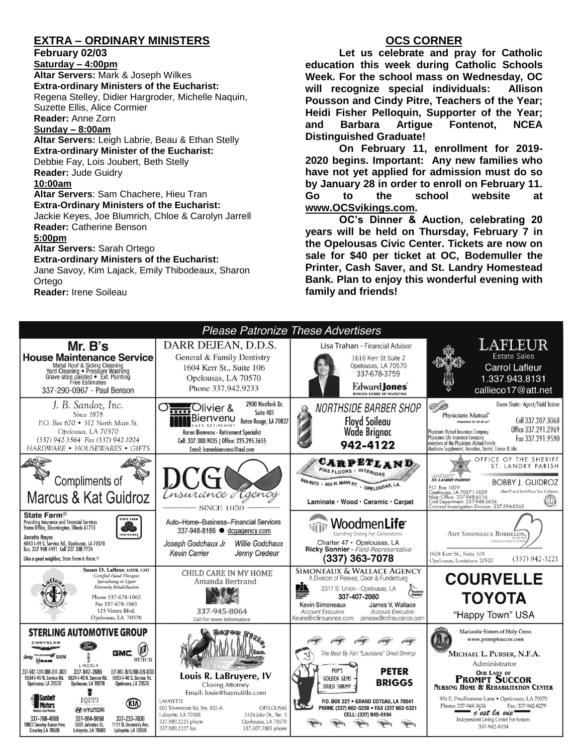## EXTRA – ORDINARY MINISTERS

**February 02/03**

**Saturday – 4:00pm**

**Altar Servers:** Mark & Joseph Wilkes
**Extra-ordinary Ministers of the Eucharist:** Regena Stelley, Didier Hargroder, Michelle Naquin, Suzette Ellis, Alice Cormier
**Reader:** Anne Zorn

**Sunday – 8:00am**

**Altar Servers:** Leigh Labrie, Beau & Ethan Stelly
**Extra-ordinary Minister of the Eucharist:** Debbie Fay, Lois Joubert, Beth Stelly
**Reader:** Jude Guidry

**10:00am**

**Altar Servers**: Sam Chachere, Hieu Tran
**Extra-Ordinary Ministers of the Eucharist:** Jackie Keyes, Joe Blumrich, Chloe & Carolyn Jarrell
**Reader:** Catherine Benson

**5:00pm**

**Altar Servers:** Sarah Ortego
**Extra-ordinary Ministers of the Eucharist:** Jane Savoy, Kim Lajack, Emily Thibodeaux, Sharon Ortego
**Reader:** Irene Soileau

## OCS CORNER

**Let us celebrate and pray for Catholic education this week during Catholic Schools Week. For the school mass on Wednesday, OC will recognize special individuals: Allison Pousson and Cindy Pitre, Teachers of the Year; Heidi Fisher Pelloquin, Supporter of the Year; and Barbara Artigue Fontenot, NCEA Distinguished Graduate!**

**On February 11, enrollment for 2019-2020 begins. Important: Any new families who have not yet applied for admission must do so by January 28 in order to enroll on February 11. Go to the school website at www.OCSvikings.com.**

**OC's Dinner & Auction, celebrating 20 years will be held on Thursday, February 7 in the Opelousas Civic Center. Tickets are now on sale for $40 per ticket at OC, Bodemuller the Printer, Cash Saver, and St. Landry Homestead Bank. Plan to enjoy this wonderful evening with family and friends!**

### *Please Patronize These Advertisers*

**Mr. B's House Maintenance Service**
Metal Roof & Siding Cleaning
Yard Cleaning • Pressure Washing
Grave sites painted • Ext. Painting
Free Estimates
337-290-0967 - Paul Benson

**DARR DEJEAN, D.D.S.**
General & Family Dentistry
1604 Kerr St., Suite 106
Opelousas, LA 70570
Phone 337.942.9233

**Lisa Trahan - Financial Advisor**
1616 Kerr St Suite 2
Opelousas, LA 70570
337-678-3759
Edward Jones — MAKING SENSE OF INVESTING

**LAFLEUR Estate Sales**
Carrol Lafleur
1.337.943.8131
callieco17@att.net

**J. B. Sandoz, Inc.**
Since 1878
P.O. Box 670 • 312 North Main St.
Opelousas, LA 70570
(337) 942-3564 Fax (337) 942-1024
HARDWARE • HOUSEWARES • GIFTS

**Olivier & Bienvenu** SAFE RETIREMENT
2900 Westfork Dr. Suite 401
Baton Rouge, LA 70827
Karen Bienvenu - Retirement Specialist
Cell: 337.380.9035 | Office: 225.295.5655
Email: karenbienvenu@aol.com

**NORTHSIDE BARBER SHOP**
Floyd Soileau
Wade Brignac
942-4122

**Physicians Mutual** — Insurance for all of us
Owen Shute - Agent/Field Trainer
Cell 337.207.3068
Office 337.291.2969
Fax 337.291.9590
Physicians Mutual Insurance Company
Physicians Life Insurance Company
members of the Physicians Mutual Family
Medicare Supplement, Annuities, Dental, Cancer & Life

**Compliments of Marcus & Kat Guidroz**

**DCG Insurance Agency**
SINCE 1959

**CARPETLAND** FINE FLOORS • INTERIORS
948-8273 • 905 N. MAIN ST. • OPELOUSAS, LA.
Laminate • Wood • Ceramic • Carpet

**OFFICE OF THE SHERIFF ST. LANDRY PARISH**
BOBBY J. GUIDROZ
Sheriff and Ex-Officio Tax Collector
P.O. Box 1029
Opelousas, LA 70571-1029
Main Office: 337-948-6516
Civil Department: 337-948-3636
Criminal Investigation Division: 337-594-8565

**State Farm®**
Providing Insurance and Financial Services
Home Office, Bloomington, Illinois 61710
Annette Hayes
4843 I-49 S. Service Rd., Opelousas, LA 70570
Bus. 337 948 4491 Cell 337 308 7724
Like a good neighbor, State Farm is there.®

Auto–Home–Business--Financial Services
337-948-8186 • dcgagency.com
Joseph Godchaux Jr — Willie Godchaux
Kevin Carrier — Jenny Credeur

**WoodmenLife** — Standing Strong For Generations
Charter 47 • Opelousas, LA
Ricky Sonnier - Field Representative
(337) 363-7078

**AMY SIMONEAUX BORDELON, DDS** — FAMILY DENTISTRY
1604 Kerr St., Suite 104
Opelousas, Louisiana 70570
(337) 942-3221

**Susan D. Lafleur, LOTR, CHT**
Certified Hand Therapist
Specializing in Upper Extremity Rehabilitation
Phone 337-678-1063
Fax 337-678-1065
125 Ventre Blvd.
Opelousas, LA 70570

**CHILD CARE IN MY HOME**
Amanda Bertrand
337-945-8064
Call for more information

**SIMONEAUX & WALLACE AGENCY**
A Division of Reeves, Coon & Funderburg
2317 S. Union - Opelousas, LA
337-407-2080
Kevin Simoneaux — Account Executive — Kevins@rcfinsurance.com
James V. Wallace — Account Executive — jamesw@rcfinsurance.com

**COURVELLE TOYOTA**
"Happy Town" USA

**STERLING AUTOMOTIVE GROUP**
Chrysler • Ford • Jeep • Dodge • Ram • GEM • Lincoln • GMC • Buick
337-942-1241/888-611-3870 — 5504 I-49 N. Service Rd. — Opelousas, LA 70570
337-942-2686 — 5524 I-49 N. Service Rd. — Opelousas, LA 70570
337-942-3516/800-639-8793 — 5853 I-49 S. Service Rd. — Opelousas, LA 70570
Sunbelt Motors — 337-788-4069 — 19027 Crowley-Eunice Hwy. — Crowley, LA 70526
Equus • Hyundai — 337-984-9050 — 5001 Johnston St. — Lafayette, LA 70503
Kia — 337-233-7630 — 1111 N. University Ave. — Lafayette, LA 70506

**Bayou Title, Inc.**
Louis R. LaBruyere, IV
Closing Attorney
Email: louis@bayoutitle.com
LAFAYETTE — 603 Silverstone Rd, Ste. 102-A — Lafayette, LA 70508 — 337.989.2225 phone — 337.989.2227 fax
OPELOUSAS — 2426 Jake Dr., Ste. 3 — Opelousas, LA 70570 — 337.407.1005 phone

The Best By Far! "Louisiana" Dried Shrimp
POP'S GOLDEN GEMS DRIED SHRIMP
**PETER BRIGGS**
P.O. BOX 227 • GRAND COTEAU, LA 70541
PHONE (337) 662-5258 • FAX (337 662-5321
CELL: (337) 945-0194

Marianite Sisters of Holy Cross
www.promptsuccor.com
**MICHAEL L. PURSER, N.F.A.**
Administrator
**OUR LADY OF PROMPT SUCCOR NURSING HOME & REHABILITATION CENTER**
954 E. Prudhomme Lane • Opelousas, LA 70570
Phone: 337-948-3634 Fax: 337-942-8279
c'est la vie — Independent Living Center For Seniors
337-942-8154